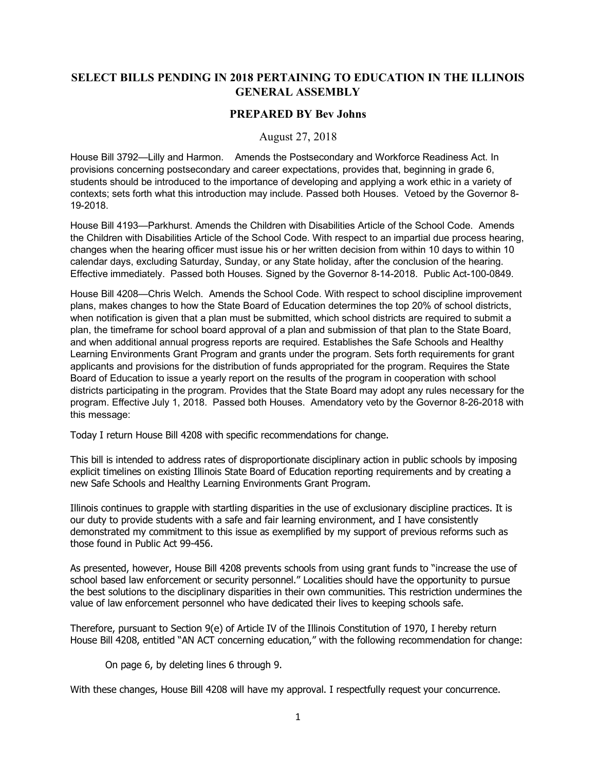# SELECT BILLS PENDING IN 2018 PERTAINING TO EDUCATION IN THE ILLINOIS GENERAL ASSEMBLY

## PREPARED BY Bev Johns

August 27, 2018

House Bill 3792—Lilly and Harmon. Amends the Postsecondary and Workforce Readiness Act. In provisions concerning postsecondary and career expectations, provides that, beginning in grade 6, students should be introduced to the importance of developing and applying a work ethic in a variety of contexts; sets forth what this introduction may include. Passed both Houses. Vetoed by the Governor 8-19-2018.

House Bill 4193—Parkhurst. Amends the Children with Disabilities Article of the School Code. Amends the Children with Disabilities Article of the School Code. With respect to an impartial due process hearing, changes when the hearing officer must issue his or her written decision from within 10 days to within 10 calendar days, excluding Saturday, Sunday, or any State holiday, after the conclusion of the hearing. Effective immediately. Passed both Houses. Signed by the Governor 8-14-2018. Public Act-100-0849.

House Bill 4208—Chris Welch. Amends the School Code. With respect to school discipline improvement plans, makes changes to how the State Board of Education determines the top 20% of school districts, when notification is given that a plan must be submitted, which school districts are required to submit a plan, the timeframe for school board approval of a plan and submission of that plan to the State Board, and when additional annual progress reports are required. Establishes the Safe Schools and Healthy Learning Environments Grant Program and grants under the program. Sets forth requirements for grant applicants and provisions for the distribution of funds appropriated for the program. Requires the State Board of Education to issue a yearly report on the results of the program in cooperation with school districts participating in the program. Provides that the State Board may adopt any rules necessary for the program. Effective July 1, 2018. Passed both Houses. Amendatory veto by the Governor 8-26-2018 with this message:

Today I return House Bill 4208 with specific recommendations for change.

This bill is intended to address rates of disproportionate disciplinary action in public schools by imposing explicit timelines on existing Illinois State Board of Education reporting requirements and by creating a new Safe Schools and Healthy Learning Environments Grant Program.

Illinois continues to grapple with startling disparities in the use of exclusionary discipline practices. It is our duty to provide students with a safe and fair learning environment, and I have consistently demonstrated my commitment to this issue as exemplified by my support of previous reforms such as those found in Public Act 99-456.

As presented, however, House Bill 4208 prevents schools from using grant funds to "increase the use of school based law enforcement or security personnel." Localities should have the opportunity to pursue the best solutions to the disciplinary disparities in their own communities. This restriction undermines the value of law enforcement personnel who have dedicated their lives to keeping schools safe.

Therefore, pursuant to Section 9(e) of Article IV of the Illinois Constitution of 1970, I hereby return House Bill 4208, entitled "AN ACT concerning education," with the following recommendation for change:

> On page 6, by deleting lines 6 through 9.

With these changes, House Bill 4208 will have my approval. I respectfully request your concurrence.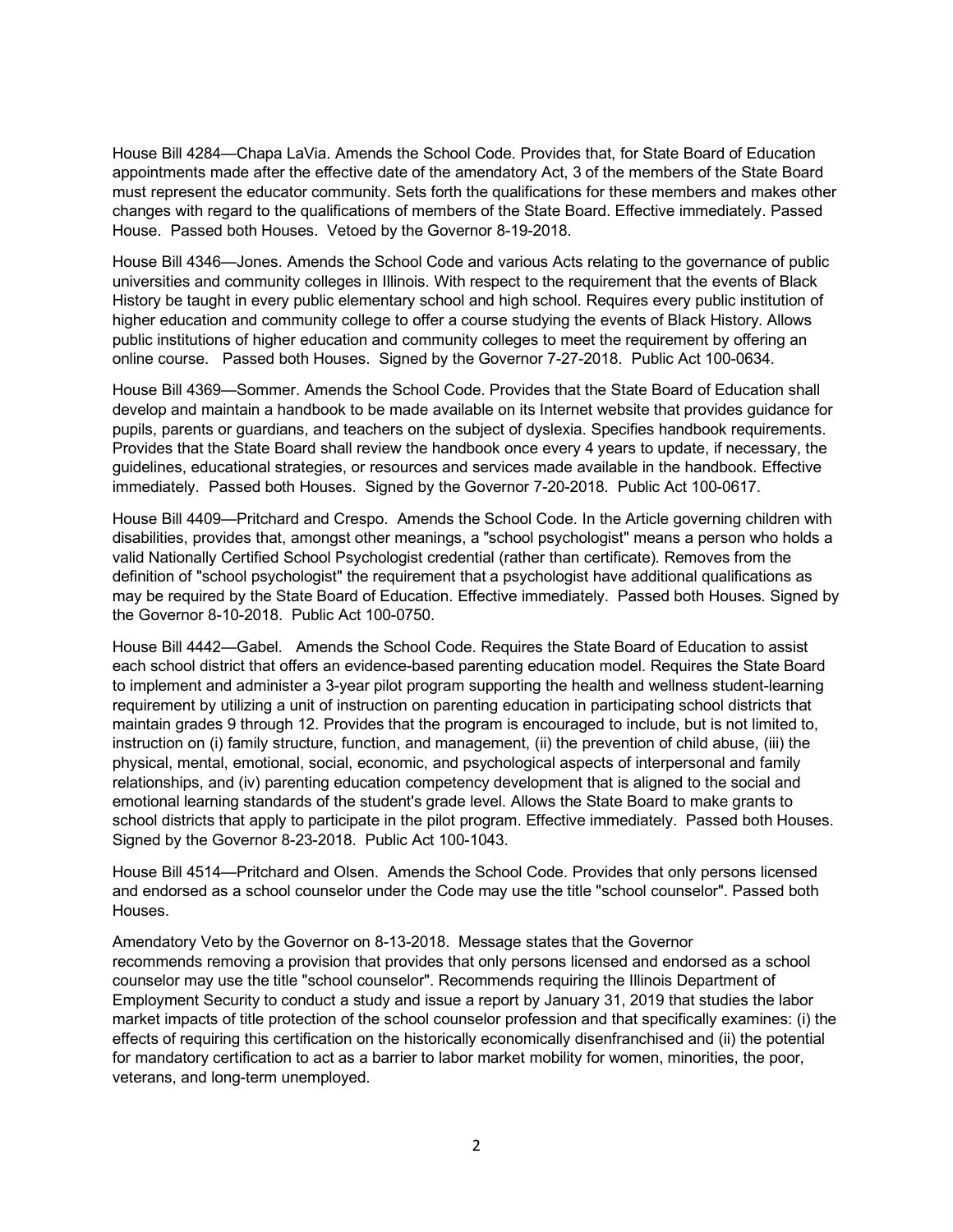House Bill 4284—Chapa LaVia. Amends the School Code. Provides that, for State Board of Education appointments made after the effective date of the amendatory Act, 3 of the members of the State Board must represent the educator community. Sets forth the qualifications for these members and makes other changes with regard to the qualifications of members of the State Board. Effective immediately. Passed House. Passed both Houses. Vetoed by the Governor 8-19-2018.

House Bill 4346—Jones. Amends the School Code and various Acts relating to the governance of public universities and community colleges in Illinois. With respect to the requirement that the events of Black History be taught in every public elementary school and high school. Requires every public institution of higher education and community college to offer a course studying the events of Black History. Allows public institutions of higher education and community colleges to meet the requirement by offering an online course. Passed both Houses. Signed by the Governor 7-27-2018. Public Act 100-0634.

House Bill 4369—Sommer. Amends the School Code. Provides that the State Board of Education shall develop and maintain a handbook to be made available on its Internet website that provides guidance for pupils, parents or guardians, and teachers on the subject of dyslexia. Specifies handbook requirements. Provides that the State Board shall review the handbook once every 4 years to update, if necessary, the guidelines, educational strategies, or resources and services made available in the handbook. Effective immediately. Passed both Houses. Signed by the Governor 7-20-2018. Public Act 100-0617.

House Bill 4409—Pritchard and Crespo. Amends the School Code. In the Article governing children with disabilities, provides that, amongst other meanings, a "school psychologist" means a person who holds a valid Nationally Certified School Psychologist credential (rather than certificate). Removes from the definition of "school psychologist" the requirement that a psychologist have additional qualifications as may be required by the State Board of Education. Effective immediately. Passed both Houses. Signed by the Governor 8-10-2018. Public Act 100-0750.

House Bill 4442—Gabel. Amends the School Code. Requires the State Board of Education to assist each school district that offers an evidence-based parenting education model. Requires the State Board to implement and administer a 3-year pilot program supporting the health and wellness student-learning requirement by utilizing a unit of instruction on parenting education in participating school districts that maintain grades 9 through 12. Provides that the program is encouraged to include, but is not limited to, instruction on (i) family structure, function, and management, (ii) the prevention of child abuse, (iii) the physical, mental, emotional, social, economic, and psychological aspects of interpersonal and family relationships, and (iv) parenting education competency development that is aligned to the social and emotional learning standards of the student's grade level. Allows the State Board to make grants to school districts that apply to participate in the pilot program. Effective immediately. Passed both Houses. Signed by the Governor 8-23-2018. Public Act 100-1043.

House Bill 4514—Pritchard and Olsen. Amends the School Code. Provides that only persons licensed and endorsed as a school counselor under the Code may use the title "school counselor". Passed both Houses.

Amendatory Veto by the Governor on 8-13-2018. Message states that the Governor recommends removing a provision that provides that only persons licensed and endorsed as a school counselor may use the title "school counselor". Recommends requiring the Illinois Department of Employment Security to conduct a study and issue a report by January 31, 2019 that studies the labor market impacts of title protection of the school counselor profession and that specifically examines: (i) the effects of requiring this certification on the historically economically disenfranchised and (ii) the potential for mandatory certification to act as a barrier to labor market mobility for women, minorities, the poor, veterans, and long-term unemployed.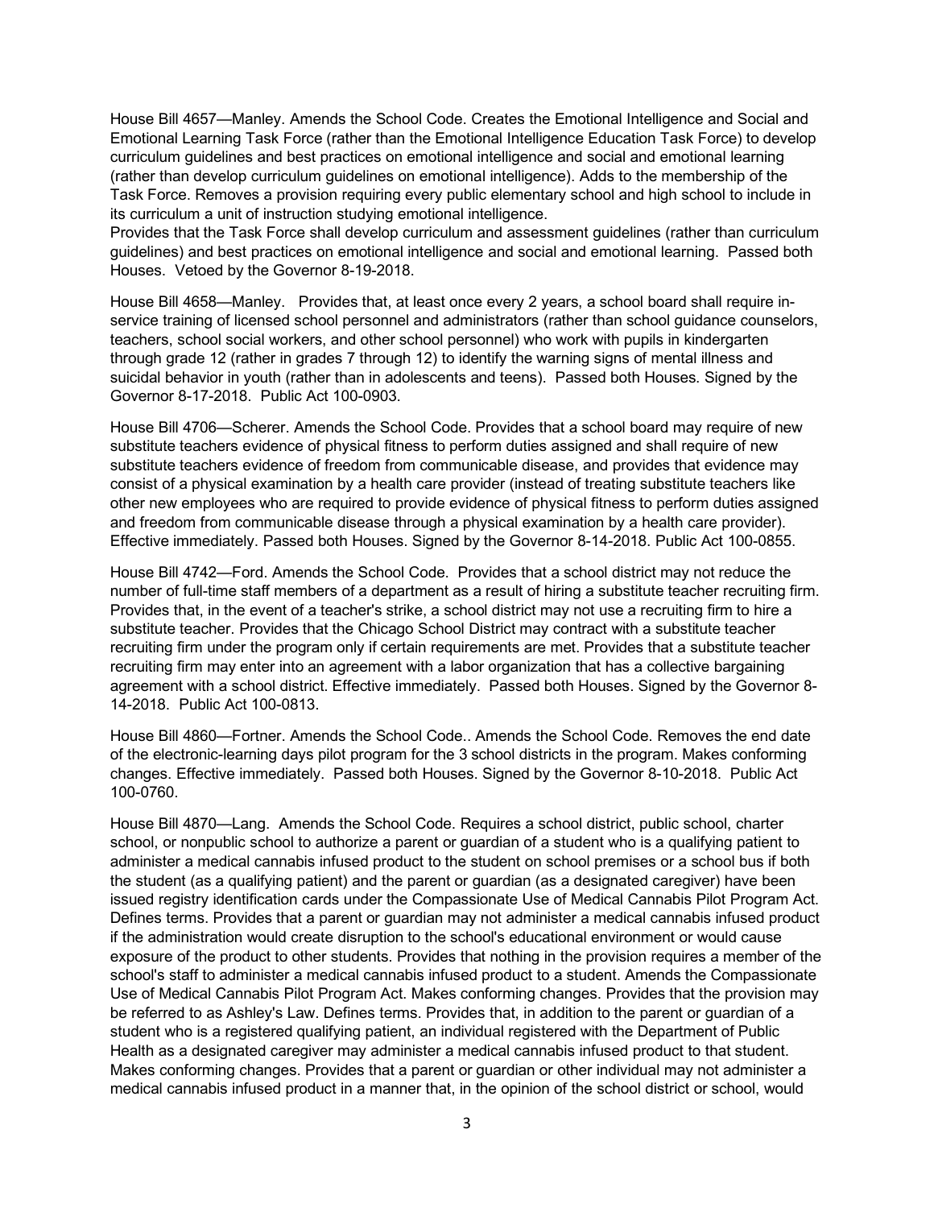House Bill 4657—Manley. Amends the School Code. Creates the Emotional Intelligence and Social and Emotional Learning Task Force (rather than the Emotional Intelligence Education Task Force) to develop curriculum guidelines and best practices on emotional intelligence and social and emotional learning (rather than develop curriculum guidelines on emotional intelligence). Adds to the membership of the Task Force. Removes a provision requiring every public elementary school and high school to include in its curriculum a unit of instruction studying emotional intelligence.
Provides that the Task Force shall develop curriculum and assessment guidelines (rather than curriculum guidelines) and best practices on emotional intelligence and social and emotional learning. Passed both Houses. Vetoed by the Governor 8-19-2018.

House Bill 4658—Manley. Provides that, at least once every 2 years, a school board shall require in-service training of licensed school personnel and administrators (rather than school guidance counselors, teachers, school social workers, and other school personnel) who work with pupils in kindergarten through grade 12 (rather in grades 7 through 12) to identify the warning signs of mental illness and suicidal behavior in youth (rather than in adolescents and teens). Passed both Houses. Signed by the Governor 8-17-2018. Public Act 100-0903.

House Bill 4706—Scherer. Amends the School Code. Provides that a school board may require of new substitute teachers evidence of physical fitness to perform duties assigned and shall require of new substitute teachers evidence of freedom from communicable disease, and provides that evidence may consist of a physical examination by a health care provider (instead of treating substitute teachers like other new employees who are required to provide evidence of physical fitness to perform duties assigned and freedom from communicable disease through a physical examination by a health care provider). Effective immediately. Passed both Houses. Signed by the Governor 8-14-2018. Public Act 100-0855.

House Bill 4742—Ford. Amends the School Code. Provides that a school district may not reduce the number of full-time staff members of a department as a result of hiring a substitute teacher recruiting firm. Provides that, in the event of a teacher's strike, a school district may not use a recruiting firm to hire a substitute teacher. Provides that the Chicago School District may contract with a substitute teacher recruiting firm under the program only if certain requirements are met. Provides that a substitute teacher recruiting firm may enter into an agreement with a labor organization that has a collective bargaining agreement with a school district. Effective immediately. Passed both Houses. Signed by the Governor 8-14-2018. Public Act 100-0813.

House Bill 4860—Fortner. Amends the School Code.. Amends the School Code. Removes the end date of the electronic-learning days pilot program for the 3 school districts in the program. Makes conforming changes. Effective immediately. Passed both Houses. Signed by the Governor 8-10-2018. Public Act 100-0760.

House Bill 4870—Lang. Amends the School Code. Requires a school district, public school, charter school, or nonpublic school to authorize a parent or guardian of a student who is a qualifying patient to administer a medical cannabis infused product to the student on school premises or a school bus if both the student (as a qualifying patient) and the parent or guardian (as a designated caregiver) have been issued registry identification cards under the Compassionate Use of Medical Cannabis Pilot Program Act. Defines terms. Provides that a parent or guardian may not administer a medical cannabis infused product if the administration would create disruption to the school's educational environment or would cause exposure of the product to other students. Provides that nothing in the provision requires a member of the school's staff to administer a medical cannabis infused product to a student. Amends the Compassionate Use of Medical Cannabis Pilot Program Act. Makes conforming changes. Provides that the provision may be referred to as Ashley's Law. Defines terms. Provides that, in addition to the parent or guardian of a student who is a registered qualifying patient, an individual registered with the Department of Public Health as a designated caregiver may administer a medical cannabis infused product to that student. Makes conforming changes. Provides that a parent or guardian or other individual may not administer a medical cannabis infused product in a manner that, in the opinion of the school district or school, would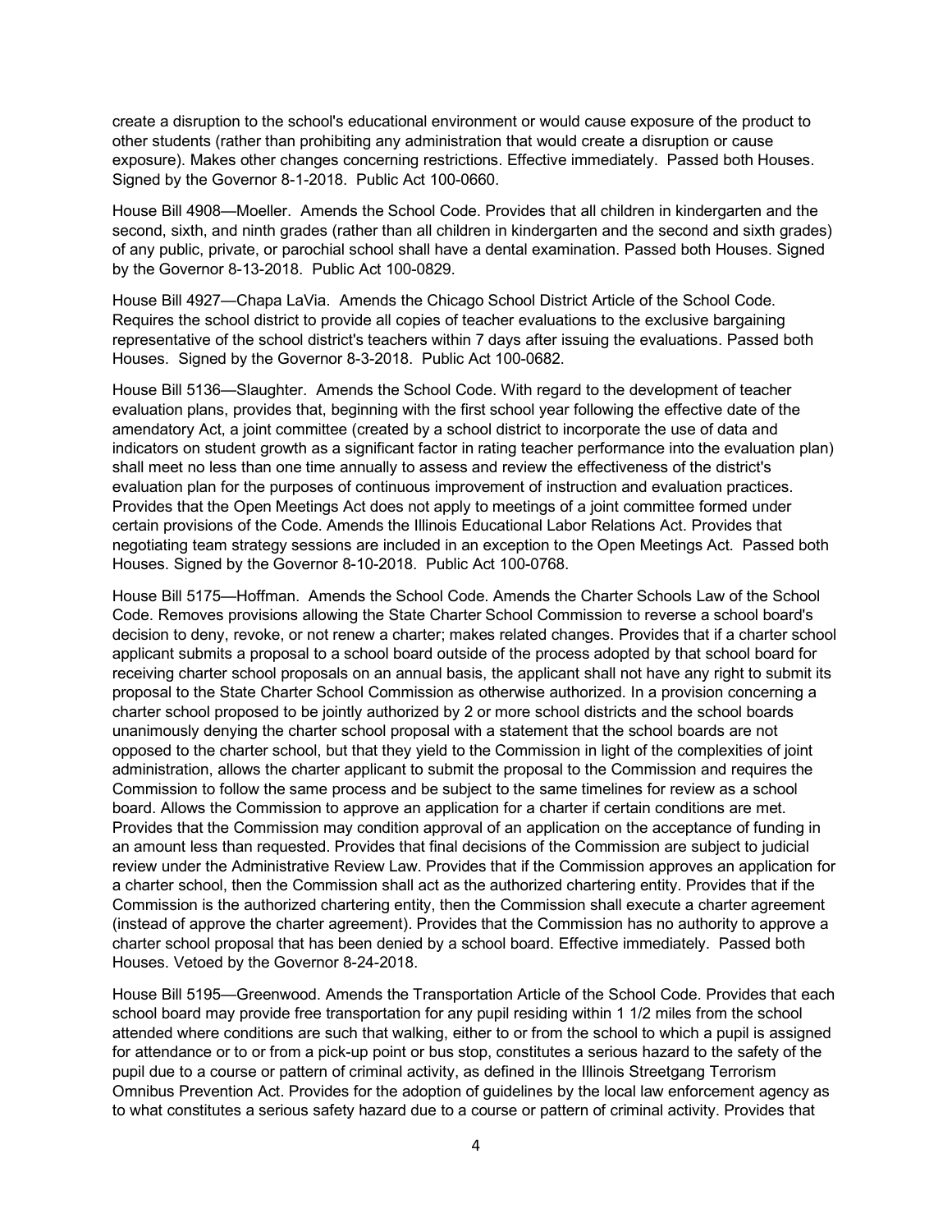create a disruption to the school's educational environment or would cause exposure of the product to other students (rather than prohibiting any administration that would create a disruption or cause exposure). Makes other changes concerning restrictions. Effective immediately. Passed both Houses. Signed by the Governor 8-1-2018. Public Act 100-0660.

House Bill 4908—Moeller. Amends the School Code. Provides that all children in kindergarten and the second, sixth, and ninth grades (rather than all children in kindergarten and the second and sixth grades) of any public, private, or parochial school shall have a dental examination. Passed both Houses. Signed by the Governor 8-13-2018. Public Act 100-0829.

House Bill 4927—Chapa LaVia. Amends the Chicago School District Article of the School Code. Requires the school district to provide all copies of teacher evaluations to the exclusive bargaining representative of the school district's teachers within 7 days after issuing the evaluations. Passed both Houses. Signed by the Governor 8-3-2018. Public Act 100-0682.

House Bill 5136—Slaughter. Amends the School Code. With regard to the development of teacher evaluation plans, provides that, beginning with the first school year following the effective date of the amendatory Act, a joint committee (created by a school district to incorporate the use of data and indicators on student growth as a significant factor in rating teacher performance into the evaluation plan) shall meet no less than one time annually to assess and review the effectiveness of the district's evaluation plan for the purposes of continuous improvement of instruction and evaluation practices. Provides that the Open Meetings Act does not apply to meetings of a joint committee formed under certain provisions of the Code. Amends the Illinois Educational Labor Relations Act. Provides that negotiating team strategy sessions are included in an exception to the Open Meetings Act. Passed both Houses. Signed by the Governor 8-10-2018. Public Act 100-0768.

House Bill 5175—Hoffman. Amends the School Code. Amends the Charter Schools Law of the School Code. Removes provisions allowing the State Charter School Commission to reverse a school board's decision to deny, revoke, or not renew a charter; makes related changes. Provides that if a charter school applicant submits a proposal to a school board outside of the process adopted by that school board for receiving charter school proposals on an annual basis, the applicant shall not have any right to submit its proposal to the State Charter School Commission as otherwise authorized. In a provision concerning a charter school proposed to be jointly authorized by 2 or more school districts and the school boards unanimously denying the charter school proposal with a statement that the school boards are not opposed to the charter school, but that they yield to the Commission in light of the complexities of joint administration, allows the charter applicant to submit the proposal to the Commission and requires the Commission to follow the same process and be subject to the same timelines for review as a school board. Allows the Commission to approve an application for a charter if certain conditions are met. Provides that the Commission may condition approval of an application on the acceptance of funding in an amount less than requested. Provides that final decisions of the Commission are subject to judicial review under the Administrative Review Law. Provides that if the Commission approves an application for a charter school, then the Commission shall act as the authorized chartering entity. Provides that if the Commission is the authorized chartering entity, then the Commission shall execute a charter agreement (instead of approve the charter agreement). Provides that the Commission has no authority to approve a charter school proposal that has been denied by a school board. Effective immediately. Passed both Houses. Vetoed by the Governor 8-24-2018.

House Bill 5195—Greenwood. Amends the Transportation Article of the School Code. Provides that each school board may provide free transportation for any pupil residing within 1 1/2 miles from the school attended where conditions are such that walking, either to or from the school to which a pupil is assigned for attendance or to or from a pick-up point or bus stop, constitutes a serious hazard to the safety of the pupil due to a course or pattern of criminal activity, as defined in the Illinois Streetgang Terrorism Omnibus Prevention Act. Provides for the adoption of guidelines by the local law enforcement agency as to what constitutes a serious safety hazard due to a course or pattern of criminal activity. Provides that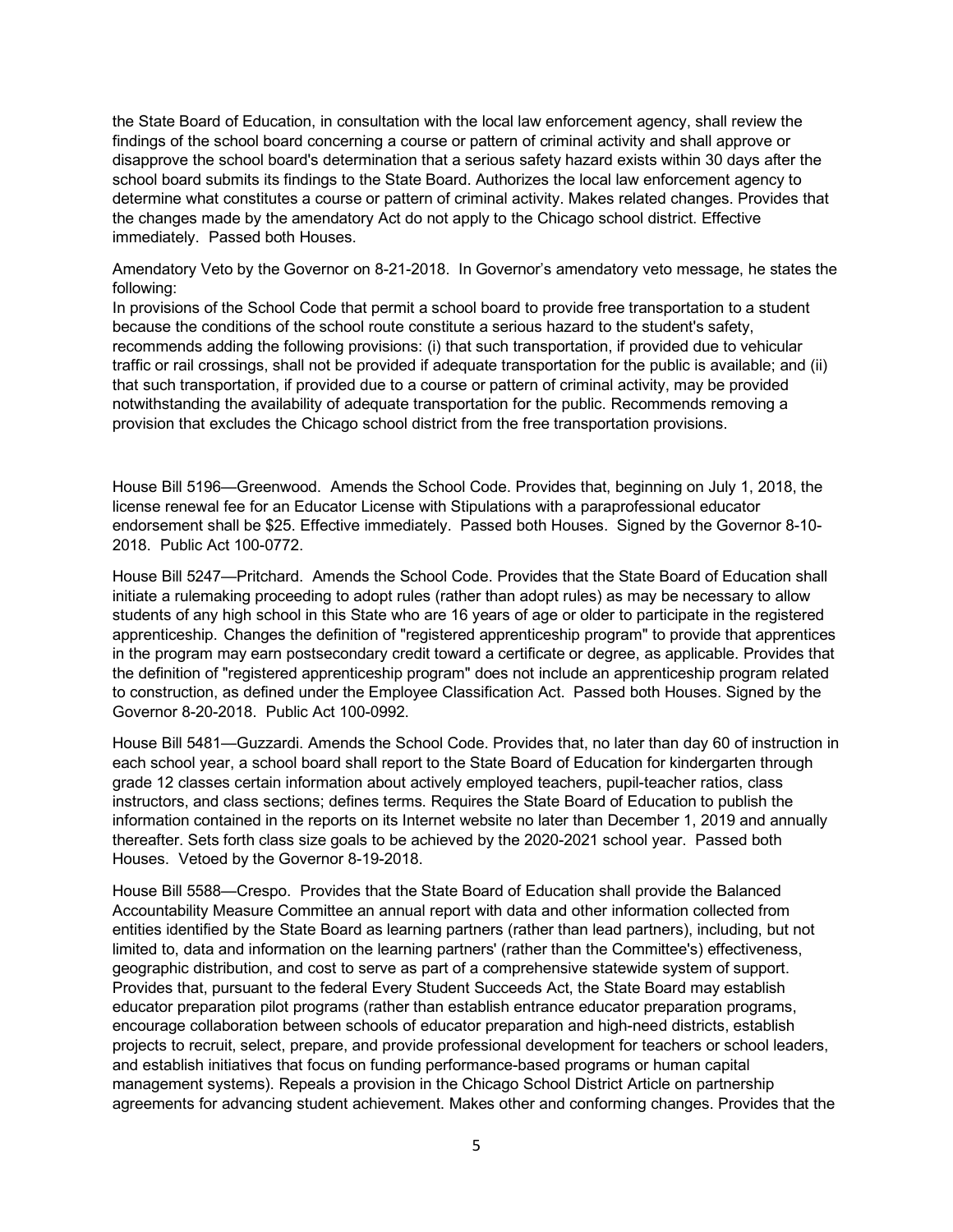the State Board of Education, in consultation with the local law enforcement agency, shall review the findings of the school board concerning a course or pattern of criminal activity and shall approve or disapprove the school board's determination that a serious safety hazard exists within 30 days after the school board submits its findings to the State Board. Authorizes the local law enforcement agency to determine what constitutes a course or pattern of criminal activity. Makes related changes. Provides that the changes made by the amendatory Act do not apply to the Chicago school district. Effective immediately. Passed both Houses.

Amendatory Veto by the Governor on 8-21-2018. In Governor's amendatory veto message, he states the following:
In provisions of the School Code that permit a school board to provide free transportation to a student because the conditions of the school route constitute a serious hazard to the student's safety, recommends adding the following provisions: (i) that such transportation, if provided due to vehicular traffic or rail crossings, shall not be provided if adequate transportation for the public is available; and (ii) that such transportation, if provided due to a course or pattern of criminal activity, may be provided notwithstanding the availability of adequate transportation for the public. Recommends removing a provision that excludes the Chicago school district from the free transportation provisions.

House Bill 5196—Greenwood. Amends the School Code. Provides that, beginning on July 1, 2018, the license renewal fee for an Educator License with Stipulations with a paraprofessional educator endorsement shall be $25. Effective immediately. Passed both Houses. Signed by the Governor 8-10-2018. Public Act 100-0772.

House Bill 5247—Pritchard. Amends the School Code. Provides that the State Board of Education shall initiate a rulemaking proceeding to adopt rules (rather than adopt rules) as may be necessary to allow students of any high school in this State who are 16 years of age or older to participate in the registered apprenticeship. Changes the definition of "registered apprenticeship program" to provide that apprentices in the program may earn postsecondary credit toward a certificate or degree, as applicable. Provides that the definition of "registered apprenticeship program" does not include an apprenticeship program related to construction, as defined under the Employee Classification Act. Passed both Houses. Signed by the Governor 8-20-2018. Public Act 100-0992.

House Bill 5481—Guzzardi. Amends the School Code. Provides that, no later than day 60 of instruction in each school year, a school board shall report to the State Board of Education for kindergarten through grade 12 classes certain information about actively employed teachers, pupil-teacher ratios, class instructors, and class sections; defines terms. Requires the State Board of Education to publish the information contained in the reports on its Internet website no later than December 1, 2019 and annually thereafter. Sets forth class size goals to be achieved by the 2020-2021 school year. Passed both Houses. Vetoed by the Governor 8-19-2018.

House Bill 5588—Crespo. Provides that the State Board of Education shall provide the Balanced Accountability Measure Committee an annual report with data and other information collected from entities identified by the State Board as learning partners (rather than lead partners), including, but not limited to, data and information on the learning partners' (rather than the Committee's) effectiveness, geographic distribution, and cost to serve as part of a comprehensive statewide system of support. Provides that, pursuant to the federal Every Student Succeeds Act, the State Board may establish educator preparation pilot programs (rather than establish entrance educator preparation programs, encourage collaboration between schools of educator preparation and high-need districts, establish projects to recruit, select, prepare, and provide professional development for teachers or school leaders, and establish initiatives that focus on funding performance-based programs or human capital management systems). Repeals a provision in the Chicago School District Article on partnership agreements for advancing student achievement. Makes other and conforming changes. Provides that the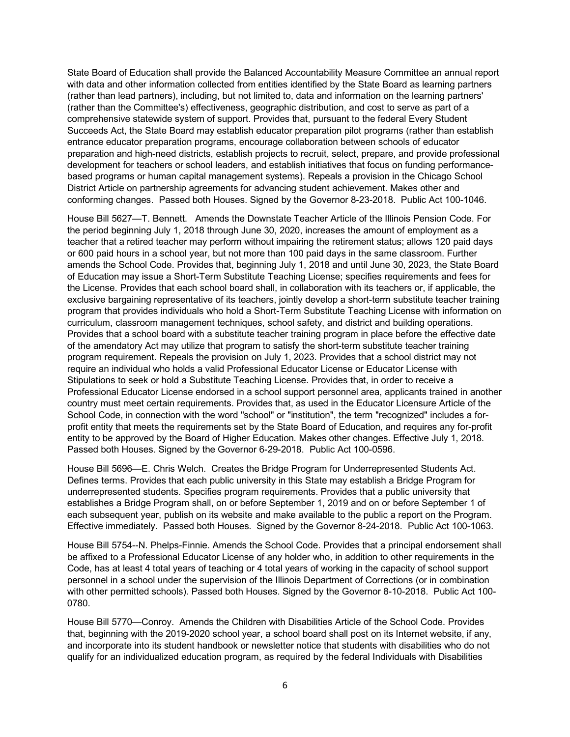State Board of Education shall provide the Balanced Accountability Measure Committee an annual report with data and other information collected from entities identified by the State Board as learning partners (rather than lead partners), including, but not limited to, data and information on the learning partners' (rather than the Committee's) effectiveness, geographic distribution, and cost to serve as part of a comprehensive statewide system of support. Provides that, pursuant to the federal Every Student Succeeds Act, the State Board may establish educator preparation pilot programs (rather than establish entrance educator preparation programs, encourage collaboration between schools of educator preparation and high-need districts, establish projects to recruit, select, prepare, and provide professional development for teachers or school leaders, and establish initiatives that focus on funding performance-based programs or human capital management systems). Repeals a provision in the Chicago School District Article on partnership agreements for advancing student achievement. Makes other and conforming changes. Passed both Houses. Signed by the Governor 8-23-2018. Public Act 100-1046.

House Bill 5627—T. Bennett. Amends the Downstate Teacher Article of the Illinois Pension Code. For the period beginning July 1, 2018 through June 30, 2020, increases the amount of employment as a teacher that a retired teacher may perform without impairing the retirement status; allows 120 paid days or 600 paid hours in a school year, but not more than 100 paid days in the same classroom. Further amends the School Code. Provides that, beginning July 1, 2018 and until June 30, 2023, the State Board of Education may issue a Short-Term Substitute Teaching License; specifies requirements and fees for the License. Provides that each school board shall, in collaboration with its teachers or, if applicable, the exclusive bargaining representative of its teachers, jointly develop a short-term substitute teacher training program that provides individuals who hold a Short-Term Substitute Teaching License with information on curriculum, classroom management techniques, school safety, and district and building operations. Provides that a school board with a substitute teacher training program in place before the effective date of the amendatory Act may utilize that program to satisfy the short-term substitute teacher training program requirement. Repeals the provision on July 1, 2023. Provides that a school district may not require an individual who holds a valid Professional Educator License or Educator License with Stipulations to seek or hold a Substitute Teaching License. Provides that, in order to receive a Professional Educator License endorsed in a school support personnel area, applicants trained in another country must meet certain requirements. Provides that, as used in the Educator Licensure Article of the School Code, in connection with the word "school" or "institution", the term "recognized" includes a for-profit entity that meets the requirements set by the State Board of Education, and requires any for-profit entity to be approved by the Board of Higher Education. Makes other changes. Effective July 1, 2018. Passed both Houses. Signed by the Governor 6-29-2018. Public Act 100-0596.

House Bill 5696—E. Chris Welch. Creates the Bridge Program for Underrepresented Students Act. Defines terms. Provides that each public university in this State may establish a Bridge Program for underrepresented students. Specifies program requirements. Provides that a public university that establishes a Bridge Program shall, on or before September 1, 2019 and on or before September 1 of each subsequent year, publish on its website and make available to the public a report on the Program. Effective immediately. Passed both Houses. Signed by the Governor 8-24-2018. Public Act 100-1063.

House Bill 5754--N. Phelps-Finnie. Amends the School Code. Provides that a principal endorsement shall be affixed to a Professional Educator License of any holder who, in addition to other requirements in the Code, has at least 4 total years of teaching or 4 total years of working in the capacity of school support personnel in a school under the supervision of the Illinois Department of Corrections (or in combination with other permitted schools). Passed both Houses. Signed by the Governor 8-10-2018. Public Act 100-0780.

House Bill 5770—Conroy. Amends the Children with Disabilities Article of the School Code. Provides that, beginning with the 2019-2020 school year, a school board shall post on its Internet website, if any, and incorporate into its student handbook or newsletter notice that students with disabilities who do not qualify for an individualized education program, as required by the federal Individuals with Disabilities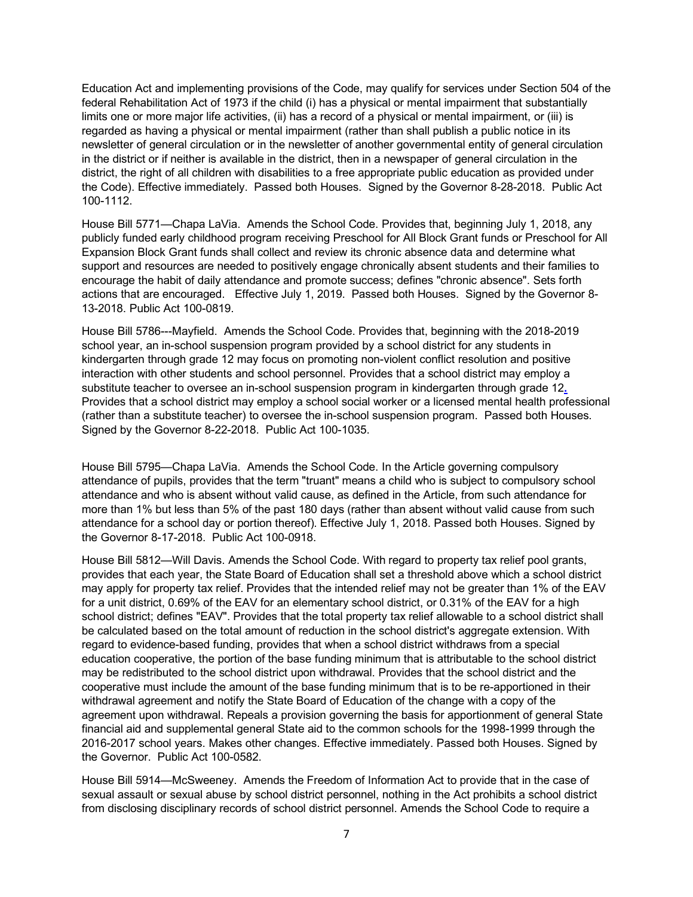Education Act and implementing provisions of the Code, may qualify for services under Section 504 of the federal Rehabilitation Act of 1973 if the child (i) has a physical or mental impairment that substantially limits one or more major life activities, (ii) has a record of a physical or mental impairment, or (iii) is regarded as having a physical or mental impairment (rather than shall publish a public notice in its newsletter of general circulation or in the newsletter of another governmental entity of general circulation in the district or if neither is available in the district, then in a newspaper of general circulation in the district, the right of all children with disabilities to a free appropriate public education as provided under the Code). Effective immediately. Passed both Houses. Signed by the Governor 8-28-2018. Public Act 100-1112.

House Bill 5771—Chapa LaVia. Amends the School Code. Provides that, beginning July 1, 2018, any publicly funded early childhood program receiving Preschool for All Block Grant funds or Preschool for All Expansion Block Grant funds shall collect and review its chronic absence data and determine what support and resources are needed to positively engage chronically absent students and their families to encourage the habit of daily attendance and promote success; defines "chronic absence". Sets forth actions that are encouraged. Effective July 1, 2019. Passed both Houses. Signed by the Governor 8-13-2018. Public Act 100-0819.

House Bill 5786---Mayfield. Amends the School Code. Provides that, beginning with the 2018-2019 school year, an in-school suspension program provided by a school district for any students in kindergarten through grade 12 may focus on promoting non-violent conflict resolution and positive interaction with other students and school personnel. Provides that a school district may employ a substitute teacher to oversee an in-school suspension program in kindergarten through grade 12. Provides that a school district may employ a school social worker or a licensed mental health professional (rather than a substitute teacher) to oversee the in-school suspension program. Passed both Houses. Signed by the Governor 8-22-2018. Public Act 100-1035.

House Bill 5795—Chapa LaVia. Amends the School Code. In the Article governing compulsory attendance of pupils, provides that the term "truant" means a child who is subject to compulsory school attendance and who is absent without valid cause, as defined in the Article, from such attendance for more than 1% but less than 5% of the past 180 days (rather than absent without valid cause from such attendance for a school day or portion thereof). Effective July 1, 2018. Passed both Houses. Signed by the Governor 8-17-2018. Public Act 100-0918.

House Bill 5812—Will Davis. Amends the School Code. With regard to property tax relief pool grants, provides that each year, the State Board of Education shall set a threshold above which a school district may apply for property tax relief. Provides that the intended relief may not be greater than 1% of the EAV for a unit district, 0.69% of the EAV for an elementary school district, or 0.31% of the EAV for a high school district; defines "EAV". Provides that the total property tax relief allowable to a school district shall be calculated based on the total amount of reduction in the school district's aggregate extension. With regard to evidence-based funding, provides that when a school district withdraws from a special education cooperative, the portion of the base funding minimum that is attributable to the school district may be redistributed to the school district upon withdrawal. Provides that the school district and the cooperative must include the amount of the base funding minimum that is to be re-apportioned in their withdrawal agreement and notify the State Board of Education of the change with a copy of the agreement upon withdrawal. Repeals a provision governing the basis for apportionment of general State financial aid and supplemental general State aid to the common schools for the 1998-1999 through the 2016-2017 school years. Makes other changes. Effective immediately. Passed both Houses. Signed by the Governor. Public Act 100-0582.

House Bill 5914—McSweeney. Amends the Freedom of Information Act to provide that in the case of sexual assault or sexual abuse by school district personnel, nothing in the Act prohibits a school district from disclosing disciplinary records of school district personnel. Amends the School Code to require a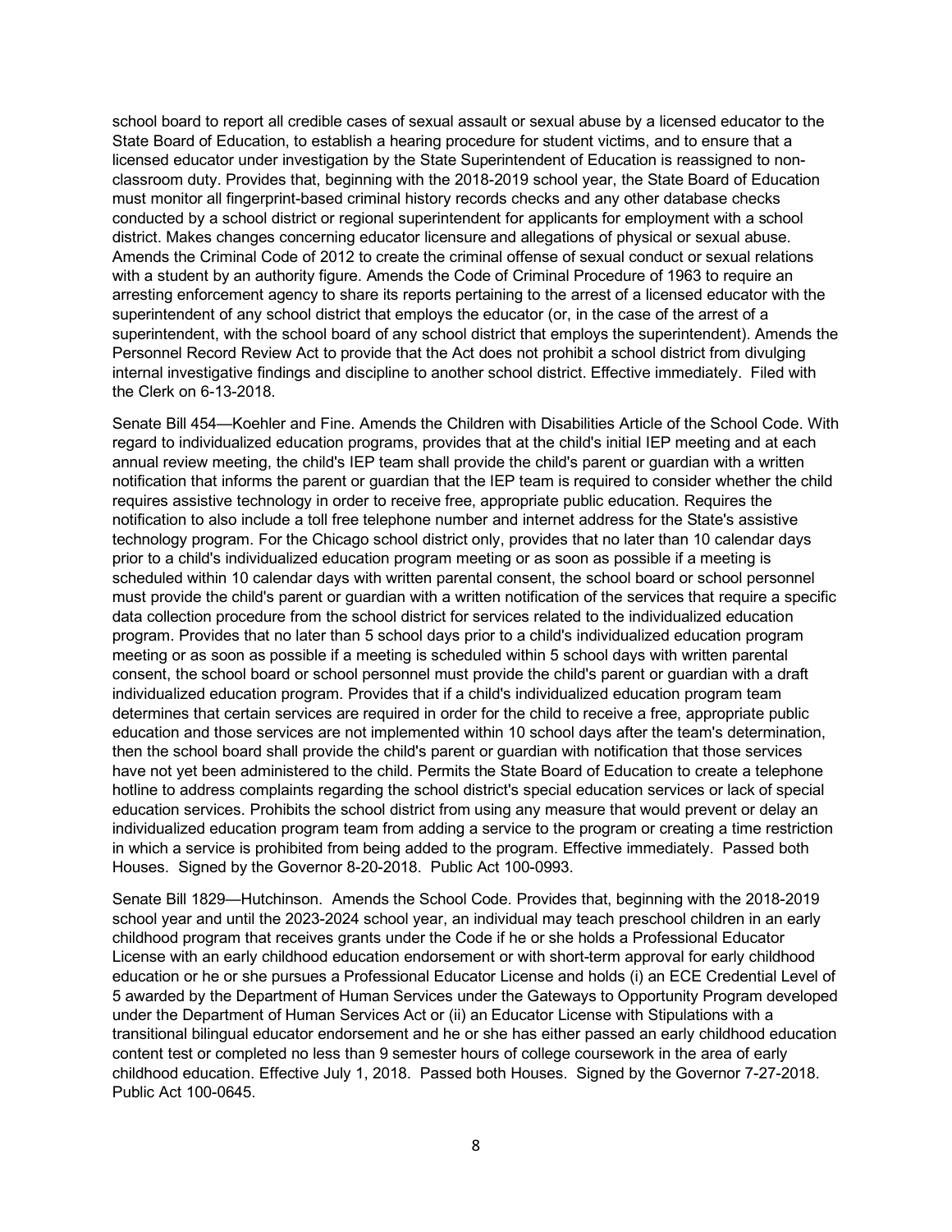school board to report all credible cases of sexual assault or sexual abuse by a licensed educator to the State Board of Education, to establish a hearing procedure for student victims, and to ensure that a licensed educator under investigation by the State Superintendent of Education is reassigned to non-classroom duty. Provides that, beginning with the 2018-2019 school year, the State Board of Education must monitor all fingerprint-based criminal history records checks and any other database checks conducted by a school district or regional superintendent for applicants for employment with a school district. Makes changes concerning educator licensure and allegations of physical or sexual abuse. Amends the Criminal Code of 2012 to create the criminal offense of sexual conduct or sexual relations with a student by an authority figure. Amends the Code of Criminal Procedure of 1963 to require an arresting enforcement agency to share its reports pertaining to the arrest of a licensed educator with the superintendent of any school district that employs the educator (or, in the case of the arrest of a superintendent, with the school board of any school district that employs the superintendent). Amends the Personnel Record Review Act to provide that the Act does not prohibit a school district from divulging internal investigative findings and discipline to another school district. Effective immediately. Filed with the Clerk on 6-13-2018.

Senate Bill 454—Koehler and Fine. Amends the Children with Disabilities Article of the School Code. With regard to individualized education programs, provides that at the child's initial IEP meeting and at each annual review meeting, the child's IEP team shall provide the child's parent or guardian with a written notification that informs the parent or guardian that the IEP team is required to consider whether the child requires assistive technology in order to receive free, appropriate public education. Requires the notification to also include a toll free telephone number and internet address for the State's assistive technology program. For the Chicago school district only, provides that no later than 10 calendar days prior to a child's individualized education program meeting or as soon as possible if a meeting is scheduled within 10 calendar days with written parental consent, the school board or school personnel must provide the child's parent or guardian with a written notification of the services that require a specific data collection procedure from the school district for services related to the individualized education program. Provides that no later than 5 school days prior to a child's individualized education program meeting or as soon as possible if a meeting is scheduled within 5 school days with written parental consent, the school board or school personnel must provide the child's parent or guardian with a draft individualized education program. Provides that if a child's individualized education program team determines that certain services are required in order for the child to receive a free, appropriate public education and those services are not implemented within 10 school days after the team's determination, then the school board shall provide the child's parent or guardian with notification that those services have not yet been administered to the child. Permits the State Board of Education to create a telephone hotline to address complaints regarding the school district's special education services or lack of special education services. Prohibits the school district from using any measure that would prevent or delay an individualized education program team from adding a service to the program or creating a time restriction in which a service is prohibited from being added to the program. Effective immediately. Passed both Houses. Signed by the Governor 8-20-2018. Public Act 100-0993.

Senate Bill 1829—Hutchinson. Amends the School Code. Provides that, beginning with the 2018-2019 school year and until the 2023-2024 school year, an individual may teach preschool children in an early childhood program that receives grants under the Code if he or she holds a Professional Educator License with an early childhood education endorsement or with short-term approval for early childhood education or he or she pursues a Professional Educator License and holds (i) an ECE Credential Level of 5 awarded by the Department of Human Services under the Gateways to Opportunity Program developed under the Department of Human Services Act or (ii) an Educator License with Stipulations with a transitional bilingual educator endorsement and he or she has either passed an early childhood education content test or completed no less than 9 semester hours of college coursework in the area of early childhood education. Effective July 1, 2018. Passed both Houses. Signed by the Governor 7-27-2018. Public Act 100-0645.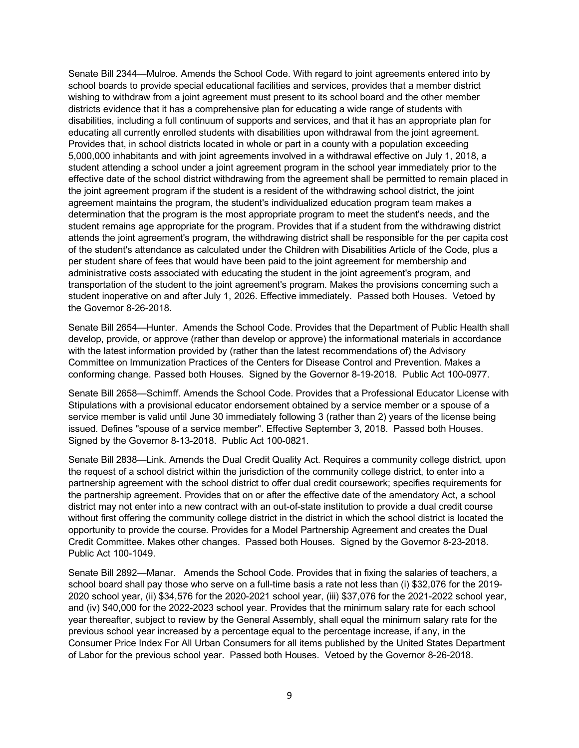Senate Bill 2344—Mulroe. Amends the School Code. With regard to joint agreements entered into by school boards to provide special educational facilities and services, provides that a member district wishing to withdraw from a joint agreement must present to its school board and the other member districts evidence that it has a comprehensive plan for educating a wide range of students with disabilities, including a full continuum of supports and services, and that it has an appropriate plan for educating all currently enrolled students with disabilities upon withdrawal from the joint agreement. Provides that, in school districts located in whole or part in a county with a population exceeding 5,000,000 inhabitants and with joint agreements involved in a withdrawal effective on July 1, 2018, a student attending a school under a joint agreement program in the school year immediately prior to the effective date of the school district withdrawing from the agreement shall be permitted to remain placed in the joint agreement program if the student is a resident of the withdrawing school district, the joint agreement maintains the program, the student's individualized education program team makes a determination that the program is the most appropriate program to meet the student's needs, and the student remains age appropriate for the program. Provides that if a student from the withdrawing district attends the joint agreement's program, the withdrawing district shall be responsible for the per capita cost of the student's attendance as calculated under the Children with Disabilities Article of the Code, plus a per student share of fees that would have been paid to the joint agreement for membership and administrative costs associated with educating the student in the joint agreement's program, and transportation of the student to the joint agreement's program. Makes the provisions concerning such a student inoperative on and after July 1, 2026. Effective immediately. Passed both Houses. Vetoed by the Governor 8-26-2018.

Senate Bill 2654—Hunter. Amends the School Code. Provides that the Department of Public Health shall develop, provide, or approve (rather than develop or approve) the informational materials in accordance with the latest information provided by (rather than the latest recommendations of) the Advisory Committee on Immunization Practices of the Centers for Disease Control and Prevention. Makes a conforming change. Passed both Houses. Signed by the Governor 8-19-2018. Public Act 100-0977.

Senate Bill 2658—Schimff. Amends the School Code. Provides that a Professional Educator License with Stipulations with a provisional educator endorsement obtained by a service member or a spouse of a service member is valid until June 30 immediately following 3 (rather than 2) years of the license being issued. Defines "spouse of a service member". Effective September 3, 2018. Passed both Houses. Signed by the Governor 8-13-2018. Public Act 100-0821.

Senate Bill 2838—Link. Amends the Dual Credit Quality Act. Requires a community college district, upon the request of a school district within the jurisdiction of the community college district, to enter into a partnership agreement with the school district to offer dual credit coursework; specifies requirements for the partnership agreement. Provides that on or after the effective date of the amendatory Act, a school district may not enter into a new contract with an out-of-state institution to provide a dual credit course without first offering the community college district in the district in which the school district is located the opportunity to provide the course. Provides for a Model Partnership Agreement and creates the Dual Credit Committee. Makes other changes. Passed both Houses. Signed by the Governor 8-23-2018. Public Act 100-1049.

Senate Bill 2892—Manar. Amends the School Code. Provides that in fixing the salaries of teachers, a school board shall pay those who serve on a full-time basis a rate not less than (i) $32,076 for the 2019-2020 school year, (ii) $34,576 for the 2020-2021 school year, (iii) $37,076 for the 2021-2022 school year, and (iv) $40,000 for the 2022-2023 school year. Provides that the minimum salary rate for each school year thereafter, subject to review by the General Assembly, shall equal the minimum salary rate for the previous school year increased by a percentage equal to the percentage increase, if any, in the Consumer Price Index For All Urban Consumers for all items published by the United States Department of Labor for the previous school year. Passed both Houses. Vetoed by the Governor 8-26-2018.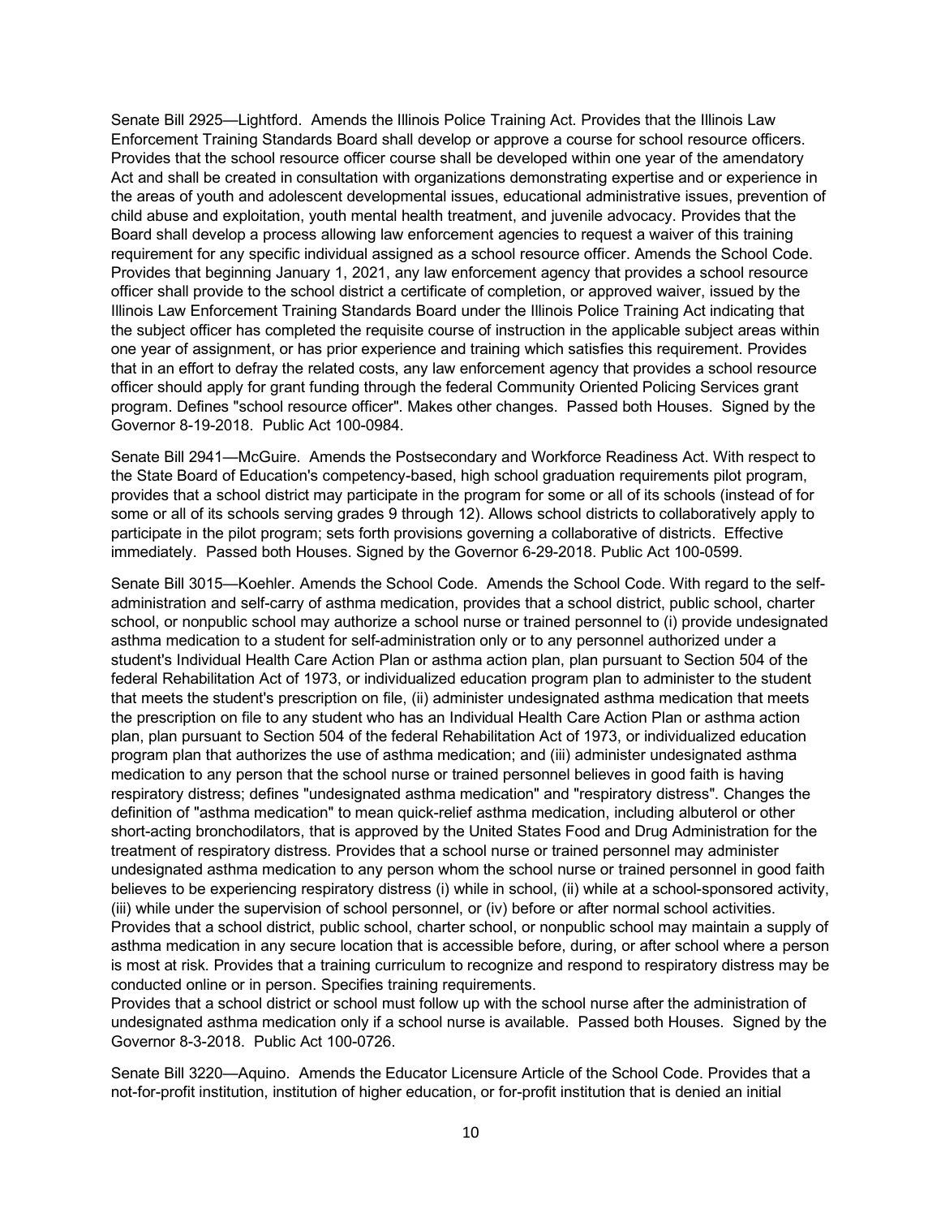Senate Bill 2925—Lightford. Amends the Illinois Police Training Act. Provides that the Illinois Law Enforcement Training Standards Board shall develop or approve a course for school resource officers. Provides that the school resource officer course shall be developed within one year of the amendatory Act and shall be created in consultation with organizations demonstrating expertise and or experience in the areas of youth and adolescent developmental issues, educational administrative issues, prevention of child abuse and exploitation, youth mental health treatment, and juvenile advocacy. Provides that the Board shall develop a process allowing law enforcement agencies to request a waiver of this training requirement for any specific individual assigned as a school resource officer. Amends the School Code. Provides that beginning January 1, 2021, any law enforcement agency that provides a school resource officer shall provide to the school district a certificate of completion, or approved waiver, issued by the Illinois Law Enforcement Training Standards Board under the Illinois Police Training Act indicating that the subject officer has completed the requisite course of instruction in the applicable subject areas within one year of assignment, or has prior experience and training which satisfies this requirement. Provides that in an effort to defray the related costs, any law enforcement agency that provides a school resource officer should apply for grant funding through the federal Community Oriented Policing Services grant program. Defines "school resource officer". Makes other changes. Passed both Houses. Signed by the Governor 8-19-2018. Public Act 100-0984.

Senate Bill 2941—McGuire. Amends the Postsecondary and Workforce Readiness Act. With respect to the State Board of Education's competency-based, high school graduation requirements pilot program, provides that a school district may participate in the program for some or all of its schools (instead of for some or all of its schools serving grades 9 through 12). Allows school districts to collaboratively apply to participate in the pilot program; sets forth provisions governing a collaborative of districts. Effective immediately. Passed both Houses. Signed by the Governor 6-29-2018. Public Act 100-0599.

Senate Bill 3015—Koehler. Amends the School Code. Amends the School Code. With regard to the self-administration and self-carry of asthma medication, provides that a school district, public school, charter school, or nonpublic school may authorize a school nurse or trained personnel to (i) provide undesignated asthma medication to a student for self-administration only or to any personnel authorized under a student's Individual Health Care Action Plan or asthma action plan, plan pursuant to Section 504 of the federal Rehabilitation Act of 1973, or individualized education program plan to administer to the student that meets the student's prescription on file, (ii) administer undesignated asthma medication that meets the prescription on file to any student who has an Individual Health Care Action Plan or asthma action plan, plan pursuant to Section 504 of the federal Rehabilitation Act of 1973, or individualized education program plan that authorizes the use of asthma medication; and (iii) administer undesignated asthma medication to any person that the school nurse or trained personnel believes in good faith is having respiratory distress; defines "undesignated asthma medication" and "respiratory distress". Changes the definition of "asthma medication" to mean quick-relief asthma medication, including albuterol or other short-acting bronchodilators, that is approved by the United States Food and Drug Administration for the treatment of respiratory distress. Provides that a school nurse or trained personnel may administer undesignated asthma medication to any person whom the school nurse or trained personnel in good faith believes to be experiencing respiratory distress (i) while in school, (ii) while at a school-sponsored activity, (iii) while under the supervision of school personnel, or (iv) before or after normal school activities. Provides that a school district, public school, charter school, or nonpublic school may maintain a supply of asthma medication in any secure location that is accessible before, during, or after school where a person is most at risk. Provides that a training curriculum to recognize and respond to respiratory distress may be conducted online or in person. Specifies training requirements.
Provides that a school district or school must follow up with the school nurse after the administration of undesignated asthma medication only if a school nurse is available. Passed both Houses. Signed by the Governor 8-3-2018. Public Act 100-0726.

Senate Bill 3220—Aquino. Amends the Educator Licensure Article of the School Code. Provides that a not-for-profit institution, institution of higher education, or for-profit institution that is denied an initial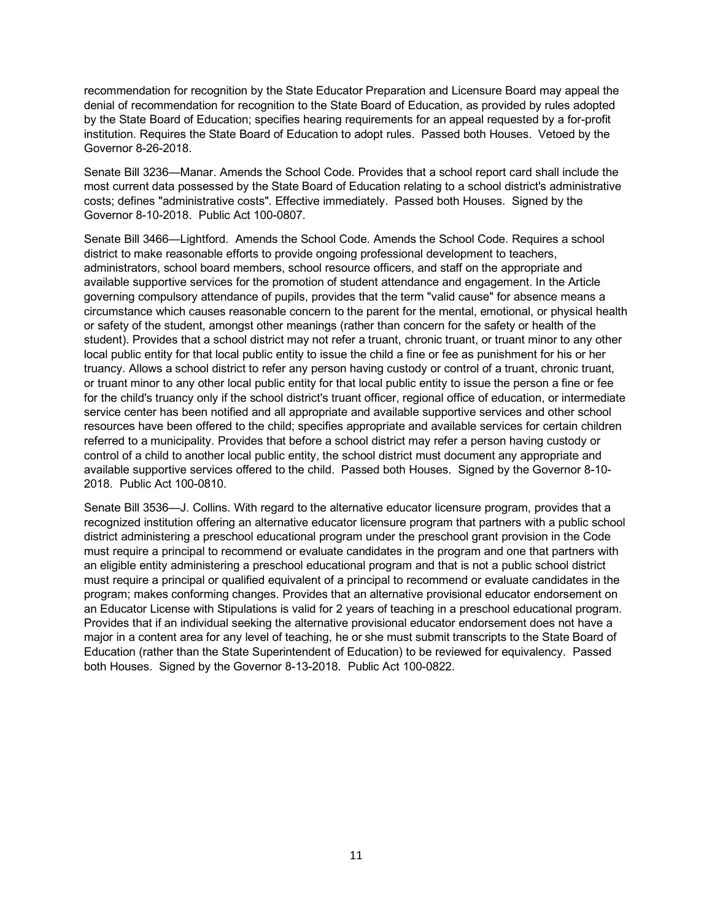recommendation for recognition by the State Educator Preparation and Licensure Board may appeal the denial of recommendation for recognition to the State Board of Education, as provided by rules adopted by the State Board of Education; specifies hearing requirements for an appeal requested by a for-profit institution. Requires the State Board of Education to adopt rules. Passed both Houses. Vetoed by the Governor 8-26-2018.

Senate Bill 3236—Manar. Amends the School Code. Provides that a school report card shall include the most current data possessed by the State Board of Education relating to a school district's administrative costs; defines "administrative costs". Effective immediately. Passed both Houses. Signed by the Governor 8-10-2018. Public Act 100-0807.

Senate Bill 3466—Lightford. Amends the School Code. Amends the School Code. Requires a school district to make reasonable efforts to provide ongoing professional development to teachers, administrators, school board members, school resource officers, and staff on the appropriate and available supportive services for the promotion of student attendance and engagement. In the Article governing compulsory attendance of pupils, provides that the term "valid cause" for absence means a circumstance which causes reasonable concern to the parent for the mental, emotional, or physical health or safety of the student, amongst other meanings (rather than concern for the safety or health of the student). Provides that a school district may not refer a truant, chronic truant, or truant minor to any other local public entity for that local public entity to issue the child a fine or fee as punishment for his or her truancy. Allows a school district to refer any person having custody or control of a truant, chronic truant, or truant minor to any other local public entity for that local public entity to issue the person a fine or fee for the child's truancy only if the school district's truant officer, regional office of education, or intermediate service center has been notified and all appropriate and available supportive services and other school resources have been offered to the child; specifies appropriate and available services for certain children referred to a municipality. Provides that before a school district may refer a person having custody or control of a child to another local public entity, the school district must document any appropriate and available supportive services offered to the child. Passed both Houses. Signed by the Governor 8-10-2018. Public Act 100-0810.

Senate Bill 3536—J. Collins. With regard to the alternative educator licensure program, provides that a recognized institution offering an alternative educator licensure program that partners with a public school district administering a preschool educational program under the preschool grant provision in the Code must require a principal to recommend or evaluate candidates in the program and one that partners with an eligible entity administering a preschool educational program and that is not a public school district must require a principal or qualified equivalent of a principal to recommend or evaluate candidates in the program; makes conforming changes. Provides that an alternative provisional educator endorsement on an Educator License with Stipulations is valid for 2 years of teaching in a preschool educational program. Provides that if an individual seeking the alternative provisional educator endorsement does not have a major in a content area for any level of teaching, he or she must submit transcripts to the State Board of Education (rather than the State Superintendent of Education) to be reviewed for equivalency. Passed both Houses. Signed by the Governor 8-13-2018. Public Act 100-0822.